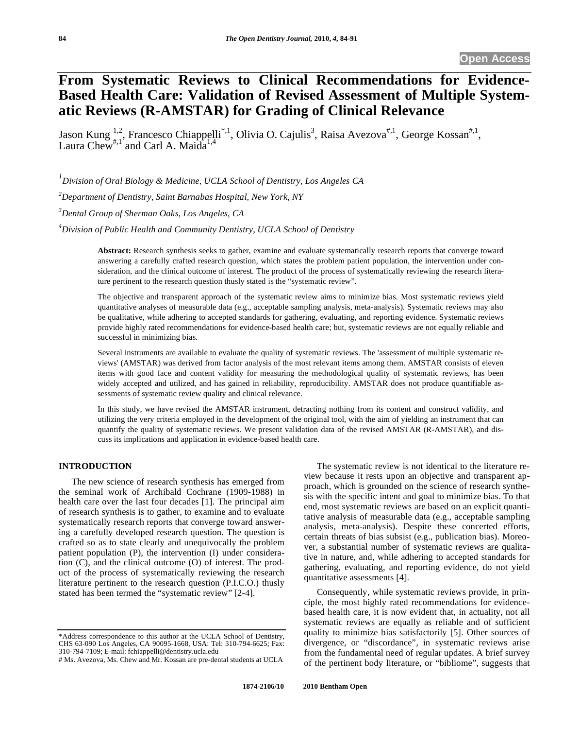Open Access

# From Systematic Reviews to Clinical Recommendations for Evidence-Based Health Care: Validation of Revised Assessment of Multiple Systematic Reviews (R-AMSTAR) for Grading of Clinical Relevance

Jason Kung [1,2], Francesco Chiappelli [*,1], Olivia O. Cajulis[3], Raisa Avezova[#,1], George Kossan[#,1], Laura Chew[#,1] and Carl A. Maida[1,4]

[1]*Division of Oral Biology & Medicine, UCLA School of Dentistry, Los Angeles CA*

[2]*Department of Dentistry, Saint Barnabas Hospital, New York, NY*

[3]*Dental Group of Sherman Oaks, Los Angeles, CA*

[4]*Division of Public Health and Community Dentistry, UCLA School of Dentistry*

**Abstract:** Research synthesis seeks to gather, examine and evaluate systematically research reports that converge toward answering a carefully crafted research question, which states the problem patient population, the intervention under consideration, and the clinical outcome of interest. The product of the process of systematically reviewing the research literature pertinent to the research question thusly stated is the "systematic review".

The objective and transparent approach of the systematic review aims to minimize bias. Most systematic reviews yield quantitative analyses of measurable data (e.g., acceptable sampling analysis, meta-analysis). Systematic reviews may also be qualitative, while adhering to accepted standards for gathering, evaluating, and reporting evidence. Systematic reviews provide highly rated recommendations for evidence-based health care; but, systematic reviews are not equally reliable and successful in minimizing bias.

Several instruments are available to evaluate the quality of systematic reviews. The 'assessment of multiple systematic reviews' (AMSTAR) was derived from factor analysis of the most relevant items among them. AMSTAR consists of eleven items with good face and content validity for measuring the methodological quality of systematic reviews, has been widely accepted and utilized, and has gained in reliability, reproducibility. AMSTAR does not produce quantifiable assessments of systematic review quality and clinical relevance.

In this study, we have revised the AMSTAR instrument, detracting nothing from its content and construct validity, and utilizing the very criteria employed in the development of the original tool, with the aim of yielding an instrument that can quantify the quality of systematic reviews. We present validation data of the revised AMSTAR (R-AMSTAR), and discuss its implications and application in evidence-based health care.

## INTRODUCTION

The new science of research synthesis has emerged from the seminal work of Archibald Cochrane (1909-1988) in health care over the last four decades [1]. The principal aim of research synthesis is to gather, to examine and to evaluate systematically research reports that converge toward answering a carefully developed research question. The question is crafted so as to state clearly and unequivocally the problem patient population (P), the intervention (I) under consideration (C), and the clinical outcome (O) of interest. The product of the process of systematically reviewing the research literature pertinent to the research question (P.I.C.O.) thusly stated has been termed the "systematic review" [2-4].

The systematic review is not identical to the literature review because it rests upon an objective and transparent approach, which is grounded on the science of research synthesis with the specific intent and goal to minimize bias. To that end, most systematic reviews are based on an explicit quantitative analysis of measurable data (e.g., acceptable sampling analysis, meta-analysis). Despite these concerted efforts, certain threats of bias subsist (e.g., publication bias). Moreover, a substantial number of systematic reviews are qualitative in nature, and, while adhering to accepted standards for gathering, evaluating, and reporting evidence, do not yield quantitative assessments [4].

Consequently, while systematic reviews provide, in principle, the most highly rated recommendations for evidence-based health care, it is now evident that, in actuality, not all systematic reviews are equally as reliable and of sufficient quality to minimize bias satisfactorily [5]. Other sources of divergence, or "discordance", in systematic reviews arise from the fundamental need of regular updates. A brief survey of the pertinent body literature, or "bibliome", suggests that

*Address correspondence to this author at the UCLA School of Dentistry, CHS 63-090 Los Angeles, CA 90095-1668, USA: Tel: 310-794-6625; Fax: 310-794-7109; E-mail: fchiappelli@dentistry.ucla.edu

\# Ms. Avezova, Ms. Chew and Mr. Kossan are pre-dental students at UCLA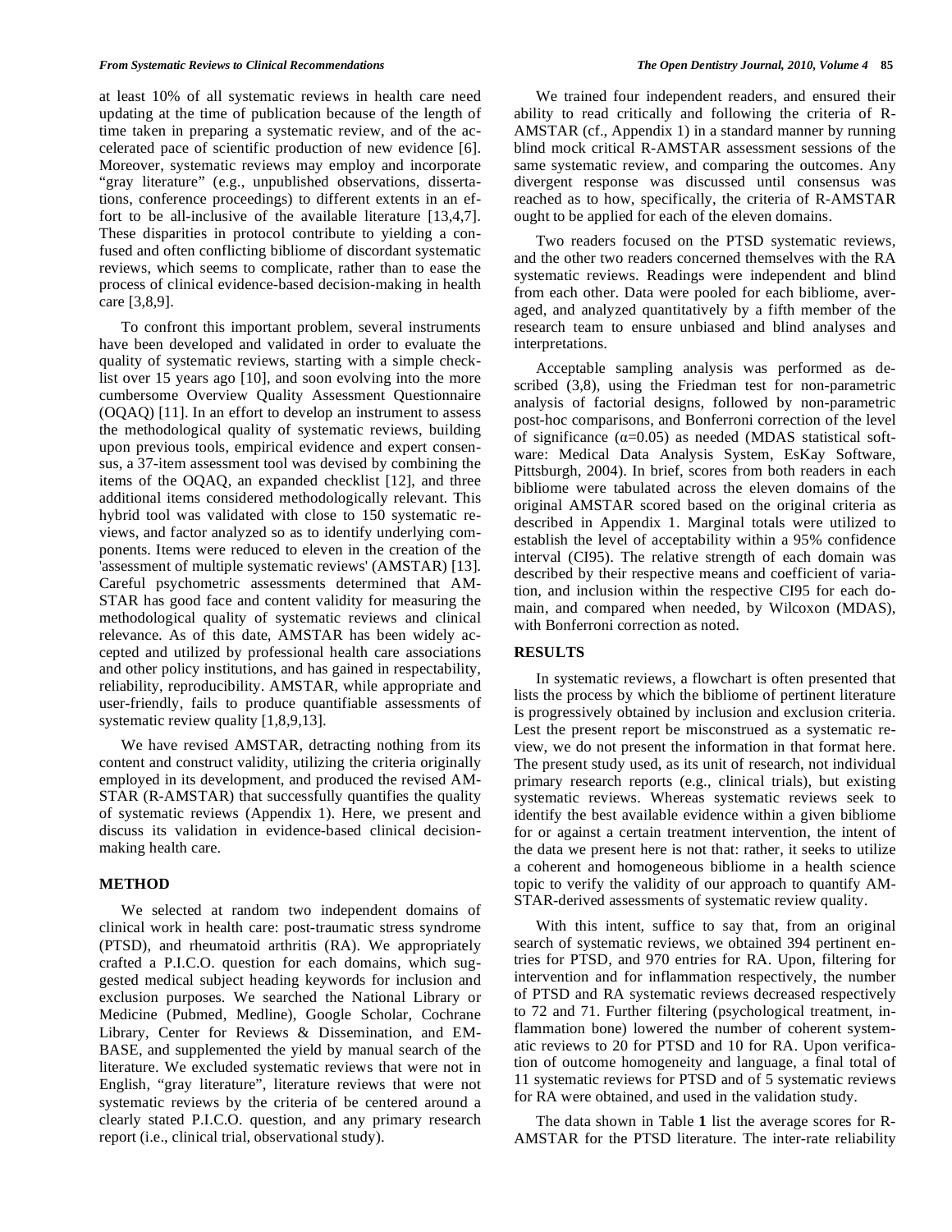at least 10% of all systematic reviews in health care need updating at the time of publication because of the length of time taken in preparing a systematic review, and of the accelerated pace of scientific production of new evidence [6]. Moreover, systematic reviews may employ and incorporate "gray literature" (e.g., unpublished observations, dissertations, conference proceedings) to different extents in an effort to be all-inclusive of the available literature [13,4,7]. These disparities in protocol contribute to yielding a confused and often conflicting bibliome of discordant systematic reviews, which seems to complicate, rather than to ease the process of clinical evidence-based decision-making in health care [3,8,9].

To confront this important problem, several instruments have been developed and validated in order to evaluate the quality of systematic reviews, starting with a simple checklist over 15 years ago [10], and soon evolving into the more cumbersome Overview Quality Assessment Questionnaire (OQAQ) [11]. In an effort to develop an instrument to assess the methodological quality of systematic reviews, building upon previous tools, empirical evidence and expert consensus, a 37-item assessment tool was devised by combining the items of the OQAQ, an expanded checklist [12], and three additional items considered methodologically relevant. This hybrid tool was validated with close to 150 systematic reviews, and factor analyzed so as to identify underlying components. Items were reduced to eleven in the creation of the 'assessment of multiple systematic reviews' (AMSTAR) [13]. Careful psychometric assessments determined that AMSTAR has good face and content validity for measuring the methodological quality of systematic reviews and clinical relevance. As of this date, AMSTAR has been widely accepted and utilized by professional health care associations and other policy institutions, and has gained in respectability, reliability, reproducibility. AMSTAR, while appropriate and user-friendly, fails to produce quantifiable assessments of systematic review quality [1,8,9,13].

We have revised AMSTAR, detracting nothing from its content and construct validity, utilizing the criteria originally employed in its development, and produced the revised AMSTAR (R-AMSTAR) that successfully quantifies the quality of systematic reviews (Appendix 1). Here, we present and discuss its validation in evidence-based clinical decision-making health care.

## METHOD

We selected at random two independent domains of clinical work in health care: post-traumatic stress syndrome (PTSD), and rheumatoid arthritis (RA). We appropriately crafted a P.I.C.O. question for each domains, which suggested medical subject heading keywords for inclusion and exclusion purposes. We searched the National Library or Medicine (Pubmed, Medline), Google Scholar, Cochrane Library, Center for Reviews & Dissemination, and EMBASE, and supplemented the yield by manual search of the literature. We excluded systematic reviews that were not in English, "gray literature", literature reviews that were not systematic reviews by the criteria of be centered around a clearly stated P.I.C.O. question, and any primary research report (i.e., clinical trial, observational study).

We trained four independent readers, and ensured their ability to read critically and following the criteria of R-AMSTAR (cf., Appendix 1) in a standard manner by running blind mock critical R-AMSTAR assessment sessions of the same systematic review, and comparing the outcomes. Any divergent response was discussed until consensus was reached as to how, specifically, the criteria of R-AMSTAR ought to be applied for each of the eleven domains.

Two readers focused on the PTSD systematic reviews, and the other two readers concerned themselves with the RA systematic reviews. Readings were independent and blind from each other. Data were pooled for each bibliome, averaged, and analyzed quantitatively by a fifth member of the research team to ensure unbiased and blind analyses and interpretations.

Acceptable sampling analysis was performed as described (3,8), using the Friedman test for non-parametric analysis of factorial designs, followed by non-parametric post-hoc comparisons, and Bonferroni correction of the level of significance ($\alpha$=0.05) as needed (MDAS statistical software: Medical Data Analysis System, EsKay Software, Pittsburgh, 2004). In brief, scores from both readers in each bibliome were tabulated across the eleven domains of the original AMSTAR scored based on the original criteria as described in Appendix 1. Marginal totals were utilized to establish the level of acceptability within a 95% confidence interval (CI95). The relative strength of each domain was described by their respective means and coefficient of variation, and inclusion within the respective CI95 for each domain, and compared when needed, by Wilcoxon (MDAS), with Bonferroni correction as noted.

## RESULTS

In systematic reviews, a flowchart is often presented that lists the process by which the bibliome of pertinent literature is progressively obtained by inclusion and exclusion criteria. Lest the present report be misconstrued as a systematic review, we do not present the information in that format here. The present study used, as its unit of research, not individual primary research reports (e.g., clinical trials), but existing systematic reviews. Whereas systematic reviews seek to identify the best available evidence within a given bibliome for or against a certain treatment intervention, the intent of the data we present here is not that: rather, it seeks to utilize a coherent and homogeneous bibliome in a health science topic to verify the validity of our approach to quantify AMSTAR-derived assessments of systematic review quality.

With this intent, suffice to say that, from an original search of systematic reviews, we obtained 394 pertinent entries for PTSD, and 970 entries for RA. Upon, filtering for intervention and for inflammation respectively, the number of PTSD and RA systematic reviews decreased respectively to 72 and 71. Further filtering (psychological treatment, inflammation bone) lowered the number of coherent systematic reviews to 20 for PTSD and 10 for RA. Upon verification of outcome homogeneity and language, a final total of 11 systematic reviews for PTSD and of 5 systematic reviews for RA were obtained, and used in the validation study.

The data shown in Table **1** list the average scores for R-AMSTAR for the PTSD literature. The inter-rate reliability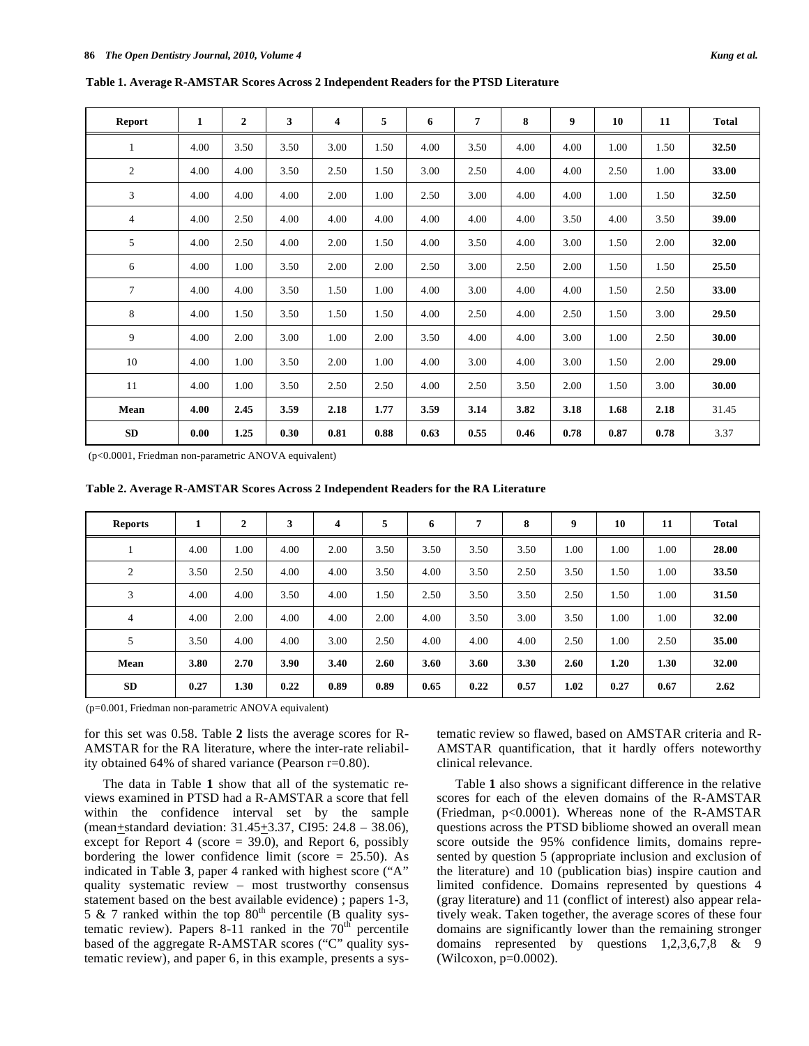**Table 1. Average R-AMSTAR Scores Across 2 Independent Readers for the PTSD Literature**

| Report | 1 | 2 | 3 | 4 | 5 | 6 | 7 | 8 | 9 | 10 | 11 | Total |
|---|---|---|---|---|---|---|---|---|---|---|---|---|
| 1 | 4.00 | 3.50 | 3.50 | 3.00 | 1.50 | 4.00 | 3.50 | 4.00 | 4.00 | 1.00 | 1.50 | **32.50** |
| 2 | 4.00 | 4.00 | 3.50 | 2.50 | 1.50 | 3.00 | 2.50 | 4.00 | 4.00 | 2.50 | 1.00 | **33.00** |
| 3 | 4.00 | 4.00 | 4.00 | 2.00 | 1.00 | 2.50 | 3.00 | 4.00 | 4.00 | 1.00 | 1.50 | **32.50** |
| 4 | 4.00 | 2.50 | 4.00 | 4.00 | 4.00 | 4.00 | 4.00 | 4.00 | 3.50 | 4.00 | 3.50 | **39.00** |
| 5 | 4.00 | 2.50 | 4.00 | 2.00 | 1.50 | 4.00 | 3.50 | 4.00 | 3.00 | 1.50 | 2.00 | **32.00** |
| 6 | 4.00 | 1.00 | 3.50 | 2.00 | 2.00 | 2.50 | 3.00 | 2.50 | 2.00 | 1.50 | 1.50 | **25.50** |
| 7 | 4.00 | 4.00 | 3.50 | 1.50 | 1.00 | 4.00 | 3.00 | 4.00 | 4.00 | 1.50 | 2.50 | **33.00** |
| 8 | 4.00 | 1.50 | 3.50 | 1.50 | 1.50 | 4.00 | 2.50 | 4.00 | 2.50 | 1.50 | 3.00 | **29.50** |
| 9 | 4.00 | 2.00 | 3.00 | 1.00 | 2.00 | 3.50 | 4.00 | 4.00 | 3.00 | 1.00 | 2.50 | **30.00** |
| 10 | 4.00 | 1.00 | 3.50 | 2.00 | 1.00 | 4.00 | 3.00 | 4.00 | 3.00 | 1.50 | 2.00 | **29.00** |
| 11 | 4.00 | 1.00 | 3.50 | 2.50 | 2.50 | 4.00 | 2.50 | 3.50 | 2.00 | 1.50 | 3.00 | **30.00** |
| **Mean** | **4.00** | **2.45** | **3.59** | **2.18** | **1.77** | **3.59** | **3.14** | **3.82** | **3.18** | **1.68** | **2.18** | 31.45 |
| **SD** | **0.00** | **1.25** | **0.30** | **0.81** | **0.88** | **0.63** | **0.55** | **0.46** | **0.78** | **0.87** | **0.78** | 3.37 |

(p<0.0001, Friedman non-parametric ANOVA equivalent)

**Table 2. Average R-AMSTAR Scores Across 2 Independent Readers for the RA Literature**

| Reports | 1 | 2 | 3 | 4 | 5 | 6 | 7 | 8 | 9 | 10 | 11 | Total |
|---|---|---|---|---|---|---|---|---|---|---|---|---|
| 1 | 4.00 | 1.00 | 4.00 | 2.00 | 3.50 | 3.50 | 3.50 | 3.50 | 1.00 | 1.00 | 1.00 | **28.00** |
| 2 | 3.50 | 2.50 | 4.00 | 4.00 | 3.50 | 4.00 | 3.50 | 2.50 | 3.50 | 1.50 | 1.00 | **33.50** |
| 3 | 4.00 | 4.00 | 3.50 | 4.00 | 1.50 | 2.50 | 3.50 | 3.50 | 2.50 | 1.50 | 1.00 | **31.50** |
| 4 | 4.00 | 2.00 | 4.00 | 4.00 | 2.00 | 4.00 | 3.50 | 3.00 | 3.50 | 1.00 | 1.00 | **32.00** |
| 5 | 3.50 | 4.00 | 4.00 | 3.00 | 2.50 | 4.00 | 4.00 | 4.00 | 2.50 | 1.00 | 2.50 | **35.00** |
| **Mean** | **3.80** | **2.70** | **3.90** | **3.40** | **2.60** | **3.60** | **3.60** | **3.30** | **2.60** | **1.20** | **1.30** | **32.00** |
| **SD** | **0.27** | **1.30** | **0.22** | **0.89** | **0.89** | **0.65** | **0.22** | **0.57** | **1.02** | **0.27** | **0.67** | **2.62** |

(p=0.001, Friedman non-parametric ANOVA equivalent)

for this set was 0.58. Table **2** lists the average scores for R-AMSTAR for the RA literature, where the inter-rate reliability obtained 64% of shared variance (Pearson r=0.80).

The data in Table **1** show that all of the systematic reviews examined in PTSD had a R-AMSTAR a score that fell within the confidence interval set by the sample (mean±standard deviation: 31.45±3.37, CI95: 24.8 – 38.06), except for Report 4 (score = 39.0), and Report 6, possibly bordering the lower confidence limit (score = 25.50). As indicated in Table **3**, paper 4 ranked with highest score ("A" quality systematic review – most trustworthy consensus statement based on the best available evidence) ; papers 1-3, 5 & 7 ranked within the top 80th percentile (B quality systematic review). Papers 8-11 ranked in the 70th percentile based of the aggregate R-AMSTAR scores ("C" quality systematic review), and paper 6, in this example, presents a systematic review so flawed, based on AMSTAR criteria and R-AMSTAR quantification, that it hardly offers noteworthy clinical relevance.

Table **1** also shows a significant difference in the relative scores for each of the eleven domains of the R-AMSTAR (Friedman, p<0.0001). Whereas none of the R-AMSTAR questions across the PTSD bibliome showed an overall mean score outside the 95% confidence limits, domains represented by question 5 (appropriate inclusion and exclusion of the literature) and 10 (publication bias) inspire caution and limited confidence. Domains represented by questions 4 (gray literature) and 11 (conflict of interest) also appear relatively weak. Taken together, the average scores of these four domains are significantly lower than the remaining stronger domains represented by questions 1,2,3,6,7,8 & 9 (Wilcoxon, p=0.0002).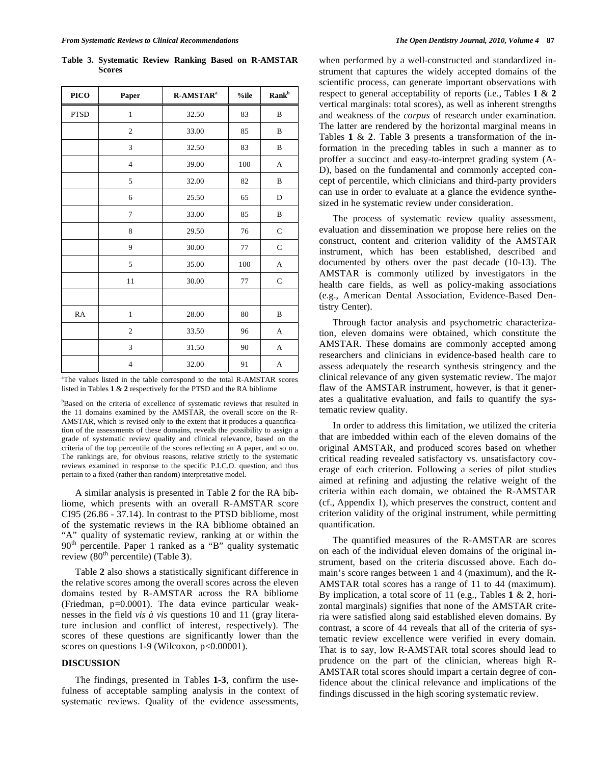**Table 3. Systematic Review Ranking Based on R-AMSTAR Scores**

| PICO | Paper | R-AMSTAR[a] | %ile | Rank[b] |
|---|---|---|---|---|
| PTSD | 1 | 32.50 | 83 | B |
| | 2 | 33.00 | 85 | B |
| | 3 | 32.50 | 83 | B |
| | 4 | 39.00 | 100 | A |
| | 5 | 32.00 | 82 | B |
| | 6 | 25.50 | 65 | D |
| | 7 | 33.00 | 85 | B |
| | 8 | 29.50 | 76 | C |
| | 9 | 30.00 | 77 | C |
| | 5 | 35.00 | 100 | A |
| | 11 | 30.00 | 77 | C |
| | | | | |
| RA | 1 | 28.00 | 80 | B |
| | 2 | 33.50 | 96 | A |
| | 3 | 31.50 | 90 | A |
| | 4 | 32.00 | 91 | A |

[a]The values listed in the table correspond to the total R-AMSTAR scores listed in Tables **1** & **2** respectively for the PTSD and the RA bibliome

[b]Based on the criteria of excellence of systematic reviews that resulted in the 11 domains examined by the AMSTAR, the overall score on the R-AMSTAR, which is revised only to the extent that it produces a quantification of the assessments of these domains, reveals the possibility to assign a grade of systematic review quality and clinical relevance, based on the criteria of the top percentile of the scores reflecting an A paper, and so on. The rankings are, for obvious reasons, relative strictly to the systematic reviews examined in response to the specific P.I.C.O. question, and thus pertain to a fixed (rather than random) interpretative model.

A similar analysis is presented in Table **2** for the RA bibliome, which presents with an overall R-AMSTAR score CI95 (26.86 - 37.14). In contrast to the PTSD bibliome, most of the systematic reviews in the RA bibliome obtained an "A" quality of systematic review, ranking at or within the 90[th] percentile. Paper 1 ranked as a "B" quality systematic review (80[th] percentile) (Table **3**).

Table **2** also shows a statistically significant difference in the relative scores among the overall scores across the eleven domains tested by R-AMSTAR across the RA bibliome (Friedman, $p=0.0001$). The data evince particular weaknesses in the field *vis à vis* questions 10 and 11 (gray literature inclusion and conflict of interest, respectively). The scores of these questions are significantly lower than the scores on questions 1-9 (Wilcoxon, $p<0.00001$).

## DISCUSSION

The findings, presented in Tables **1-3**, confirm the usefulness of acceptable sampling analysis in the context of systematic reviews. Quality of the evidence assessments, when performed by a well-constructed and standardized instrument that captures the widely accepted domains of the scientific process, can generate important observations with respect to general acceptability of reports (i.e., Tables **1** & **2** vertical marginals: total scores), as well as inherent strengths and weakness of the *corpus* of research under examination. The latter are rendered by the horizontal marginal means in Tables **1** & **2**. Table **3** presents a transformation of the information in the preceding tables in such a manner as to proffer a succinct and easy-to-interpret grading system (A-D), based on the fundamental and commonly accepted concept of percentile, which clinicians and third-party providers can use in order to evaluate at a glance the evidence synthesized in he systematic review under consideration.

The process of systematic review quality assessment, evaluation and dissemination we propose here relies on the construct, content and criterion validity of the AMSTAR instrument, which has been established, described and documented by others over the past decade (10-13). The AMSTAR is commonly utilized by investigators in the health care fields, as well as policy-making associations (e.g., American Dental Association, Evidence-Based Dentistry Center).

Through factor analysis and psychometric characterization, eleven domains were obtained, which constitute the AMSTAR. These domains are commonly accepted among researchers and clinicians in evidence-based health care to assess adequately the research synthesis stringency and the clinical relevance of any given systematic review. The major flaw of the AMSTAR instrument, however, is that it generates a qualitative evaluation, and fails to quantify the systematic review quality.

In order to address this limitation, we utilized the criteria that are imbedded within each of the eleven domains of the original AMSTAR, and produced scores based on whether critical reading revealed satisfactory vs. unsatisfactory coverage of each criterion. Following a series of pilot studies aimed at refining and adjusting the relative weight of the criteria within each domain, we obtained the R-AMSTAR (cf., Appendix 1), which preserves the construct, content and criterion validity of the original instrument, while permitting quantification.

The quantified measures of the R-AMSTAR are scores on each of the individual eleven domains of the original instrument, based on the criteria discussed above. Each domain's score ranges between 1 and 4 (maximum), and the R-AMSTAR total scores has a range of 11 to 44 (maximum). By implication, a total score of 11 (e.g., Tables **1** & **2**, horizontal marginals) signifies that none of the AMSTAR criteria were satisfied along said established eleven domains. By contrast, a score of 44 reveals that all of the criteria of systematic review excellence were verified in every domain. That is to say, low R-AMSTAR total scores should lead to prudence on the part of the clinician, whereas high R-AMSTAR total scores should impart a certain degree of confidence about the clinical relevance and implications of the findings discussed in the high scoring systematic review.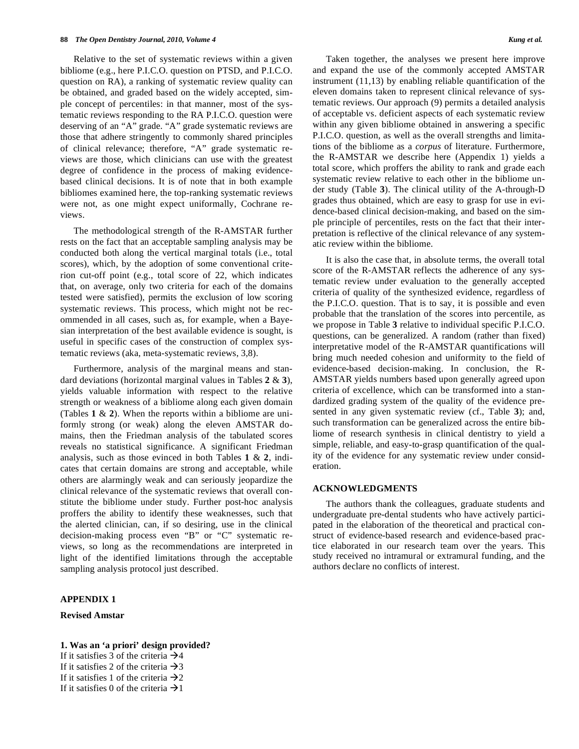Relative to the set of systematic reviews within a given bibliome (e.g., here P.I.C.O. question on PTSD, and P.I.C.O. question on RA), a ranking of systematic review quality can be obtained, and graded based on the widely accepted, simple concept of percentiles: in that manner, most of the systematic reviews responding to the RA P.I.C.O. question were deserving of an "A" grade. "A" grade systematic reviews are those that adhere stringently to commonly shared principles of clinical relevance; therefore, "A" grade systematic reviews are those, which clinicians can use with the greatest degree of confidence in the process of making evidence-based clinical decisions. It is of note that in both example bibliomes examined here, the top-ranking systematic reviews were not, as one might expect uniformally, Cochrane reviews.

The methodological strength of the R-AMSTAR further rests on the fact that an acceptable sampling analysis may be conducted both along the vertical marginal totals (i.e., total scores), which, by the adoption of some conventional criterion cut-off point (e.g., total score of 22, which indicates that, on average, only two criteria for each of the domains tested were satisfied), permits the exclusion of low scoring systematic reviews. This process, which might not be recommended in all cases, such as, for example, when a Bayesian interpretation of the best available evidence is sought, is useful in specific cases of the construction of complex systematic reviews (aka, meta-systematic reviews, 3,8).

Furthermore, analysis of the marginal means and standard deviations (horizontal marginal values in Tables **2** & **3**), yields valuable information with respect to the relative strength or weakness of a bibliome along each given domain (Tables **1** & **2**). When the reports within a bibliome are uniformly strong (or weak) along the eleven AMSTAR domains, then the Friedman analysis of the tabulated scores reveals no statistical significance. A significant Friedman analysis, such as those evinced in both Tables **1** & **2**, indicates that certain domains are strong and acceptable, while others are alarmingly weak and can seriously jeopardize the clinical relevance of the systematic reviews that overall constitute the bibliome under study. Further post-hoc analysis proffers the ability to identify these weaknesses, such that the alerted clinician, can, if so desiring, use in the clinical decision-making process even "B" or "C" systematic reviews, so long as the recommendations are interpreted in light of the identified limitations through the acceptable sampling analysis protocol just described.

Taken together, the analyses we present here improve and expand the use of the commonly accepted AMSTAR instrument (11,13) by enabling reliable quantification of the eleven domains taken to represent clinical relevance of systematic reviews. Our approach (9) permits a detailed analysis of acceptable vs. deficient aspects of each systematic review within any given bibliome obtained in answering a specific P.I.C.O. question, as well as the overall strengths and limitations of the bibliome as a *corpus* of literature. Furthermore, the R-AMSTAR we describe here (Appendix 1) yields a total score, which proffers the ability to rank and grade each systematic review relative to each other in the bibliome under study (Table **3**). The clinical utility of the A-through-D grades thus obtained, which are easy to grasp for use in evidence-based clinical decision-making, and based on the simple principle of percentiles, rests on the fact that their interpretation is reflective of the clinical relevance of any systematic review within the bibliome.

It is also the case that, in absolute terms, the overall total score of the R-AMSTAR reflects the adherence of any systematic review under evaluation to the generally accepted criteria of quality of the synthesized evidence, regardless of the P.I.C.O. question. That is to say, it is possible and even probable that the translation of the scores into percentile, as we propose in Table **3** relative to individual specific P.I.C.O. questions, can be generalized. A random (rather than fixed) interpretative model of the R-AMSTAR quantifications will bring much needed cohesion and uniformity to the field of evidence-based decision-making. In conclusion, the R-AMSTAR yields numbers based upon generally agreed upon criteria of excellence, which can be transformed into a standardized grading system of the quality of the evidence presented in any given systematic review (cf., Table **3**); and, such transformation can be generalized across the entire bibliome of research synthesis in clinical dentistry to yield a simple, reliable, and easy-to-grasp quantification of the quality of the evidence for any systematic review under consideration.

## ACKNOWLEDGMENTS

The authors thank the colleagues, graduate students and undergraduate pre-dental students who have actively participated in the elaboration of the theoretical and practical construct of evidence-based research and evidence-based practice elaborated in our research team over the years. This study received no intramural or extramural funding, and the authors declare no conflicts of interest.

## APPENDIX 1

### Revised Amstar

**1. Was an 'a priori' design provided?**

If it satisfies 3 of the criteria → 4
If it satisfies 2 of the criteria → 3
If it satisfies 1 of the criteria → 2
If it satisfies 0 of the criteria → 1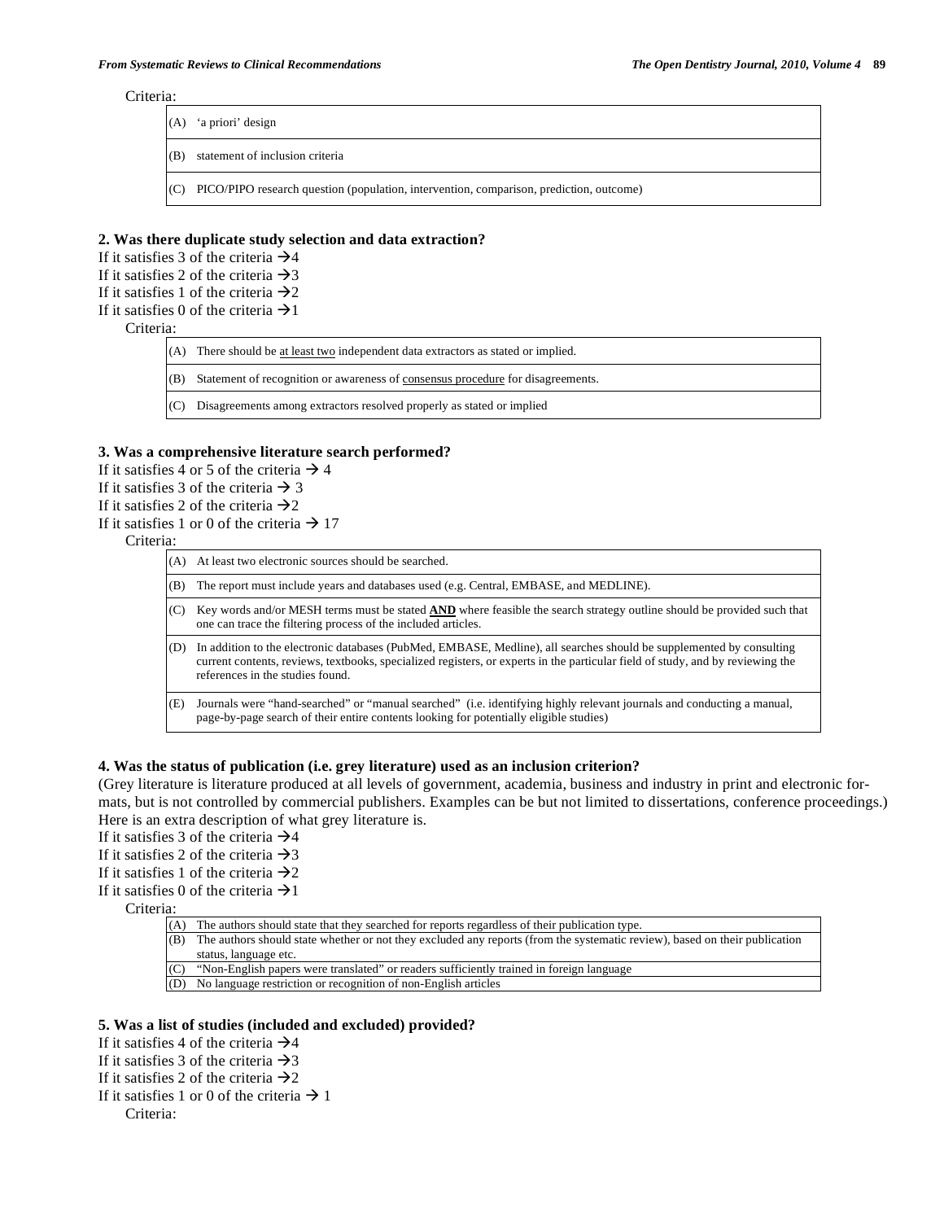Criteria:

| | |
|---|---|
| (A) | 'a priori' design |
| (B) | statement of inclusion criteria |
| (C) | PICO/PIPO research question (population, intervention, comparison, prediction, outcome) |

**2. Was there duplicate study selection and data extraction?**

If it satisfies 3 of the criteria →4
If it satisfies 2 of the criteria →3
If it satisfies 1 of the criteria →2
If it satisfies 0 of the criteria →1

Criteria:

| | |
|---|---|
| (A) | There should be at least two independent data extractors as stated or implied. |
| (B) | Statement of recognition or awareness of consensus procedure for disagreements. |
| (C) | Disagreements among extractors resolved properly as stated or implied |

**3. Was a comprehensive literature search performed?**

If it satisfies 4 or 5 of the criteria → 4
If it satisfies 3 of the criteria → 3
If it satisfies 2 of the criteria →2
If it satisfies 1 or 0 of the criteria → 17

Criteria:

| | |
|---|---|
| (A) | At least two electronic sources should be searched. |
| (B) | The report must include years and databases used (e.g. Central, EMBASE, and MEDLINE). |
| (C) | Key words and/or MESH terms must be stated **AND** where feasible the search strategy outline should be provided such that one can trace the filtering process of the included articles. |
| (D) | In addition to the electronic databases (PubMed, EMBASE, Medline), all searches should be supplemented by consulting current contents, reviews, textbooks, specialized registers, or experts in the particular field of study, and by reviewing the references in the studies found. |
| (E) | Journals were "hand-searched" or "manual searched" (i.e. identifying highly relevant journals and conducting a manual, page-by-page search of their entire contents looking for potentially eligible studies) |

**4. Was the status of publication (i.e. grey literature) used as an inclusion criterion?**

(Grey literature is literature produced at all levels of government, academia, business and industry in print and electronic formats, but is not controlled by commercial publishers. Examples can be but not limited to dissertations, conference proceedings.) Here is an extra description of what grey literature is.

If it satisfies 3 of the criteria →4
If it satisfies 2 of the criteria →3
If it satisfies 1 of the criteria →2
If it satisfies 0 of the criteria →1

Criteria:

| | |
|---|---|
| (A) | The authors should state that they searched for reports regardless of their publication type. |
| (B) | The authors should state whether or not they excluded any reports (from the systematic review), based on their publication status, language etc. |
| (C) | "Non-English papers were translated" or readers sufficiently trained in foreign language |
| (D) | No language restriction or recognition of non-English articles |

**5. Was a list of studies (included and excluded) provided?**

If it satisfies 4 of the criteria →4
If it satisfies 3 of the criteria →3
If it satisfies 2 of the criteria →2
If it satisfies 1 or 0 of the criteria → 1

Criteria: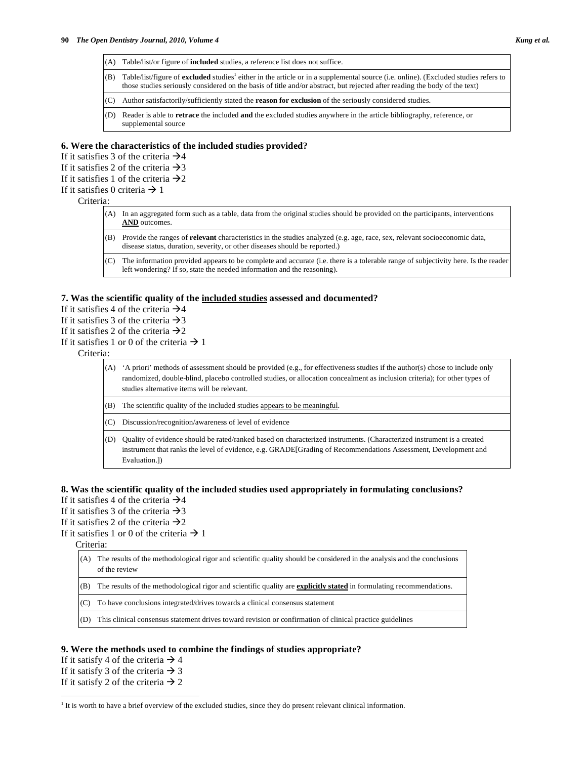| | |
|---|---|
| (A) | Table/list/or figure of **included** studies, a reference list does not suffice. |
| (B) | Table/list/figure of **excluded** studies[1] either in the article or in a supplemental source (i.e. online). (Excluded studies refers to those studies seriously considered on the basis of title and/or abstract, but rejected after reading the body of the text) |
| (C) | Author satisfactorily/sufficiently stated the **reason for exclusion** of the seriously considered studies. |
| (D) | Reader is able to **retrace** the included **and** the excluded studies anywhere in the article bibliography, reference, or supplemental source |

### 6. Were the characteristics of the included studies provided?

If it satisfies 3 of the criteria → 4
If it satisfies 2 of the criteria → 3
If it satisfies 1 of the criteria → 2
If it satisfies 0 criteria → 1

Criteria:

| | |
|---|---|
| (A) | In an aggregated form such as a table, data from the original studies should be provided on the participants, interventions **AND** outcomes. |
| (B) | Provide the ranges of **relevant** characteristics in the studies analyzed (e.g. age, race, sex, relevant socioeconomic data, disease status, duration, severity, or other diseases should be reported.) |
| (C) | The information provided appears to be complete and accurate (i.e. there is a tolerable range of subjectivity here. Is the reader left wondering? If so, state the needed information and the reasoning). |

### 7. Was the scientific quality of the included studies assessed and documented?

If it satisfies 4 of the criteria → 4
If it satisfies 3 of the criteria → 3
If it satisfies 2 of the criteria → 2
If it satisfies 1 or 0 of the criteria → 1

Criteria:

| | |
|---|---|
| (A) | 'A priori' methods of assessment should be provided (e.g., for effectiveness studies if the author(s) chose to include only randomized, double-blind, placebo controlled studies, or allocation concealment as inclusion criteria); for other types of studies alternative items will be relevant. |
| (B) | The scientific quality of the included studies appears to be meaningful. |
| (C) | Discussion/recognition/awareness of level of evidence |
| (D) | Quality of evidence should be rated/ranked based on characterized instruments. (Characterized instrument is a created instrument that ranks the level of evidence, e.g. GRADE[Grading of Recommendations Assessment, Development and Evaluation.]) |

### 8. Was the scientific quality of the included studies used appropriately in formulating conclusions?

If it satisfies 4 of the criteria → 4
If it satisfies 3 of the criteria → 3
If it satisfies 2 of the criteria → 2
If it satisfies 1 or 0 of the criteria → 1

Criteria:

| | |
|---|---|
| (A) | The results of the methodological rigor and scientific quality should be considered in the analysis and the conclusions of the review |
| (B) | The results of the methodological rigor and scientific quality are **explicitly stated** in formulating recommendations. |
| (C) | To have conclusions integrated/drives towards a clinical consensus statement |
| (D) | This clinical consensus statement drives toward revision or confirmation of clinical practice guidelines |

### 9. Were the methods used to combine the findings of studies appropriate?

If it satisfy 4 of the criteria → 4
If it satisfy 3 of the criteria → 3
If it satisfy 2 of the criteria → 2

[1] It is worth to have a brief overview of the excluded studies, since they do present relevant clinical information.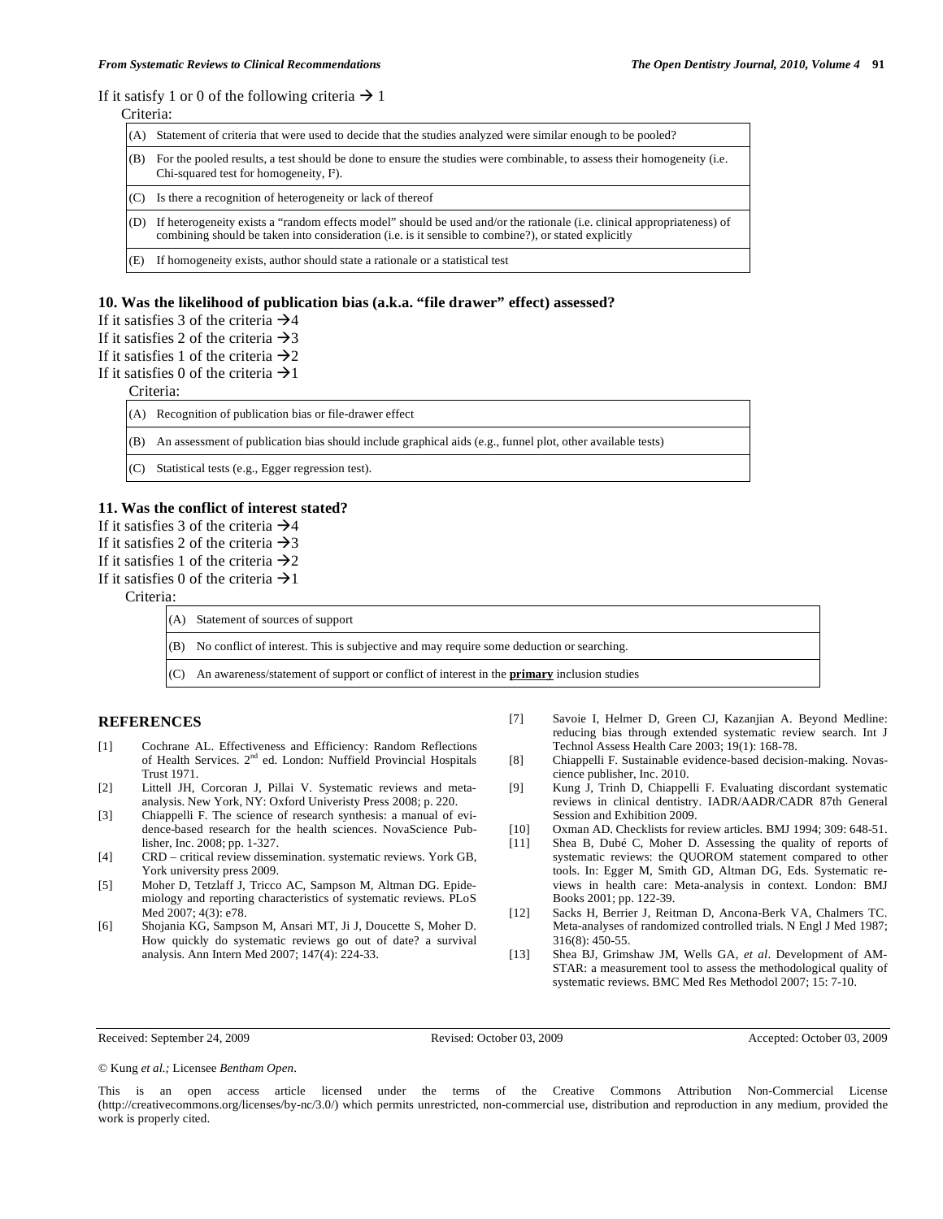If it satisfy 1 or 0 of the following criteria → 1

Criteria:

| | |
|---|---|
| (A) | Statement of criteria that were used to decide that the studies analyzed were similar enough to be pooled? |
| (B) | For the pooled results, a test should be done to ensure the studies were combinable, to assess their homogeneity (i.e. Chi-squared test for homogeneity, $I^2$). |
| (C) | Is there a recognition of heterogeneity or lack of thereof |
| (D) | If heterogeneity exists a "random effects model" should be used and/or the rationale (i.e. clinical appropriateness) of combining should be taken into consideration (i.e. is it sensible to combine?), or stated explicitly |
| (E) | If homogeneity exists, author should state a rationale or a statistical test |

### 10. Was the likelihood of publication bias (a.k.a. "file drawer" effect) assessed?

If it satisfies 3 of the criteria →4
If it satisfies 2 of the criteria →3
If it satisfies 1 of the criteria →2
If it satisfies 0 of the criteria →1

Criteria:

| | |
|---|---|
| (A) | Recognition of publication bias or file-drawer effect |
| (B) | An assessment of publication bias should include graphical aids (e.g., funnel plot, other available tests) |
| (C) | Statistical tests (e.g., Egger regression test). |

### 11. Was the conflict of interest stated?

If it satisfies 3 of the criteria →4
If it satisfies 2 of the criteria →3
If it satisfies 1 of the criteria →2
If it satisfies 0 of the criteria →1

Criteria:

| | |
|---|---|
| (A) | Statement of sources of support |
| (B) | No conflict of interest. This is subjective and may require some deduction or searching. |
| (C) | An awareness/statement of support or conflict of interest in the **primary** inclusion studies |

## REFERENCES

[1] Cochrane AL. Effectiveness and Efficiency: Random Reflections of Health Services. 2nd ed. London: Nuffield Provincial Hospitals Trust 1971.

[2] Littell JH, Corcoran J, Pillai V. Systematic reviews and meta-analysis. New York, NY: Oxford Univeristy Press 2008; p. 220.

[3] Chiappelli F. The science of research synthesis: a manual of evidence-based research for the health sciences. NovaScience Publisher, Inc. 2008; pp. 1-327.

[4] CRD – critical review dissemination. systematic reviews. York GB, York university press 2009.

[5] Moher D, Tetzlaff J, Tricco AC, Sampson M, Altman DG. Epidemiology and reporting characteristics of systematic reviews. PLoS Med 2007; 4(3): e78.

[6] Shojania KG, Sampson M, Ansari MT, Ji J, Doucette S, Moher D. How quickly do systematic reviews go out of date? a survival analysis. Ann Intern Med 2007; 147(4): 224-33.

[7] Savoie I, Helmer D, Green CJ, Kazanjian A. Beyond Medline: reducing bias through extended systematic review search. Int J Technol Assess Health Care 2003; 19(1): 168-78.

[8] Chiappelli F. Sustainable evidence-based decision-making. Novascience publisher, Inc. 2010.

[9] Kung J, Trinh D, Chiappelli F. Evaluating discordant systematic reviews in clinical dentistry. IADR/AADR/CADR 87th General Session and Exhibition 2009.

[10] Oxman AD. Checklists for review articles. BMJ 1994; 309: 648-51.

[11] Shea B, Dubé C, Moher D. Assessing the quality of reports of systematic reviews: the QUOROM statement compared to other tools. In: Egger M, Smith GD, Altman DG, Eds. Systematic reviews in health care: Meta-analysis in context. London: BMJ Books 2001; pp. 122-39.

[12] Sacks H, Berrier J, Reitman D, Ancona-Berk VA, Chalmers TC. Meta-analyses of randomized controlled trials. N Engl J Med 1987; 316(8): 450-55.

[13] Shea BJ, Grimshaw JM, Wells GA, *et al*. Development of AMSTAR: a measurement tool to assess the methodological quality of systematic reviews. BMC Med Res Methodol 2007; 15: 7-10.

Received: September 24, 2009 Revised: October 03, 2009 Accepted: October 03, 2009

© Kung *et al.;* Licensee *Bentham Open*.

This is an open access article licensed under the terms of the Creative Commons Attribution Non-Commercial License (http://creativecommons.org/licenses/by-nc/3.0/) which permits unrestricted, non-commercial use, distribution and reproduction in any medium, provided the work is properly cited.